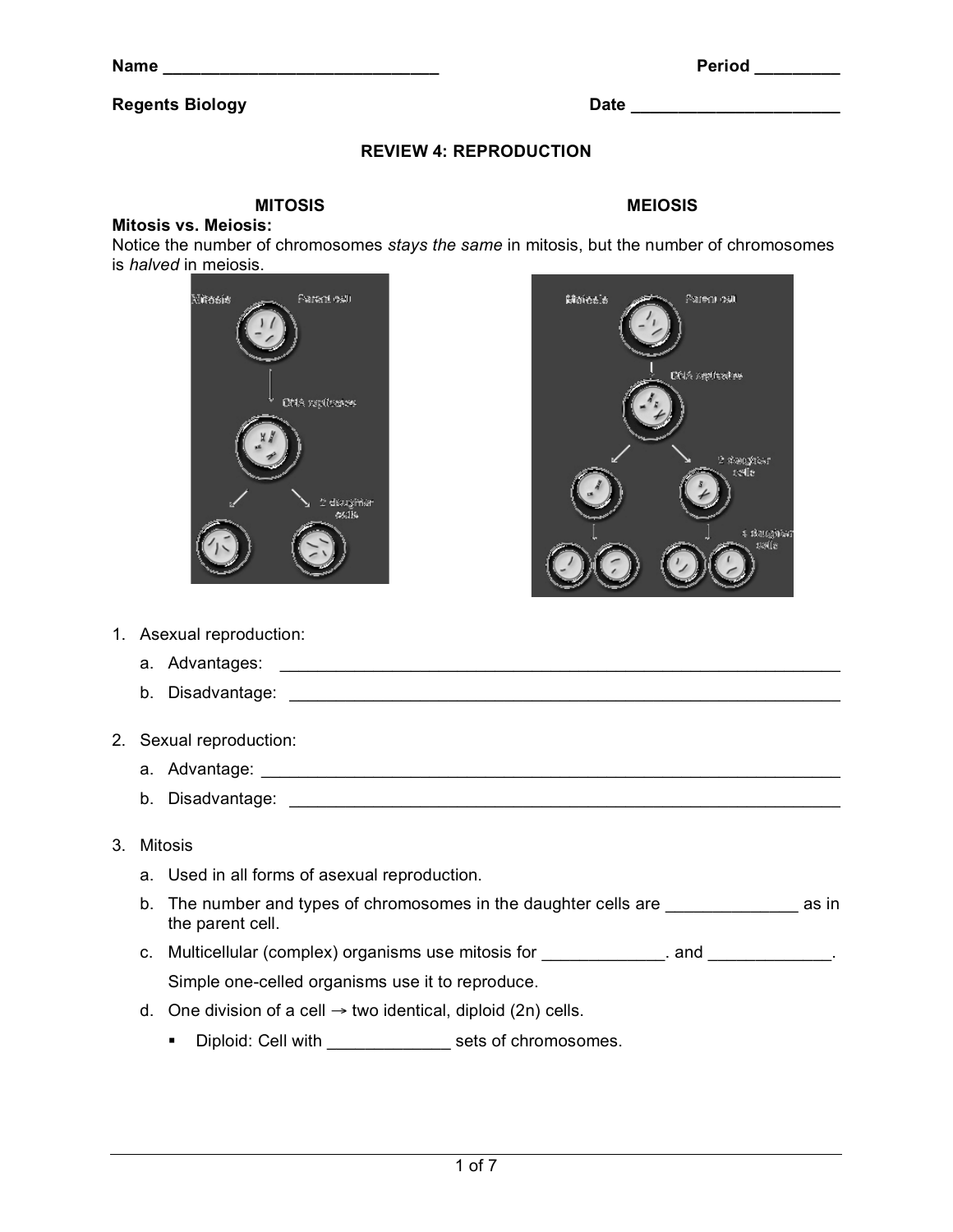Name ______________________________ Period _________

**Regents Biology** Date _______________________

## REVIEW 4: REPRODUCTION

**MITOSIS** **MEIOSIS**

**Mitosis vs. Meiosis:**
Notice the number of chromosomes *stays the same* in mitosis, but the number of chromosomes is *halved* in meiosis.

1. Asexual reproduction:
   a. Advantages: ________________________________________________________________
   b. Disadvantage: ______________________________________________________________

2. Sexual reproduction:
   a. Advantage: _________________________________________________________________
   b. Disadvantage: ______________________________________________________________

3. Mitosis
   a. Used in all forms of asexual reproduction.
   b. The number and types of chromosomes in the daughter cells are ______________ as in the parent cell.
   c. Multicellular (complex) organisms use mitosis for _____________. and _____________.
      Simple one-celled organisms use it to reproduce.
   d. One division of a cell → two identical, diploid (2n) cells.
      - Diploid: Cell with _____________ sets of chromosomes.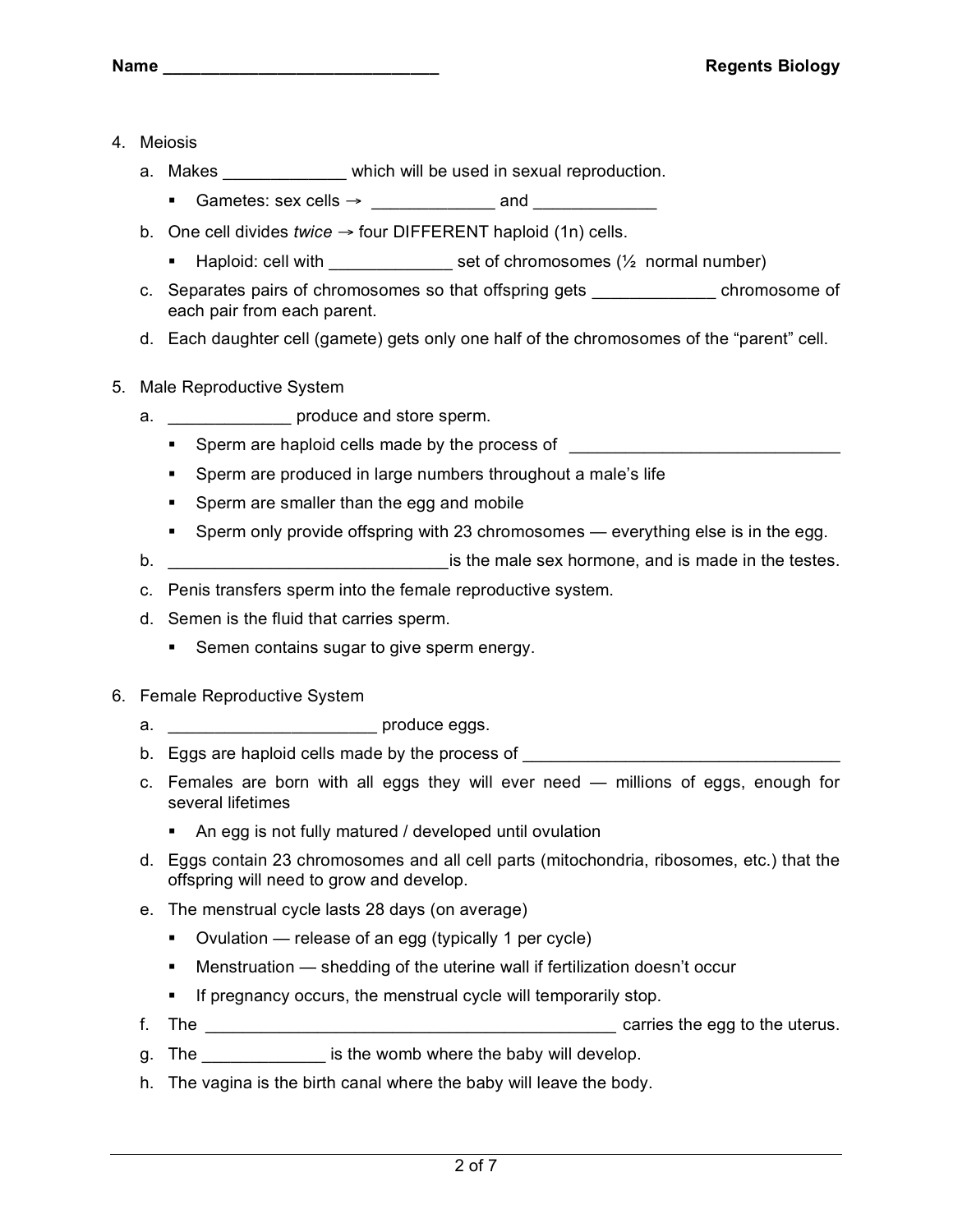4. Meiosis
   a. Makes _____________ which will be used in sexual reproduction.
      - Gametes: sex cells → _____________ and _____________
   b. One cell divides *twice* → four DIFFERENT haploid (1n) cells.
      - Haploid: cell with _____________ set of chromosomes (½ normal number)
   c. Separates pairs of chromosomes so that offspring gets _____________ chromosome of each pair from each parent.
   d. Each daughter cell (gamete) gets only one half of the chromosomes of the "parent" cell.

5. Male Reproductive System
   a. _____________ produce and store sperm.
      - Sperm are haploid cells made by the process of _____________________________
      - Sperm are produced in large numbers throughout a male's life
      - Sperm are smaller than the egg and mobile
      - Sperm only provide offspring with 23 chromosomes — everything else is in the egg.
   b. ______________________________is the male sex hormone, and is made in the testes.
   c. Penis transfers sperm into the female reproductive system.
   d. Semen is the fluid that carries sperm.
      - Semen contains sugar to give sperm energy.

6. Female Reproductive System
   a. ______________________ produce eggs.
   b. Eggs are haploid cells made by the process of __________________________________
   c. Females are born with all eggs they will ever need — millions of eggs, enough for several lifetimes
      - An egg is not fully matured / developed until ovulation
   d. Eggs contain 23 chromosomes and all cell parts (mitochondria, ribosomes, etc.) that the offspring will need to grow and develop.
   e. The menstrual cycle lasts 28 days (on average)
      - Ovulation — release of an egg (typically 1 per cycle)
      - Menstruation — shedding of the uterine wall if fertilization doesn't occur
      - If pregnancy occurs, the menstrual cycle will temporarily stop.
   f. The _____________________________________________ carries the egg to the uterus.
   g. The _____________ is the womb where the baby will develop.
   h. The vagina is the birth canal where the baby will leave the body.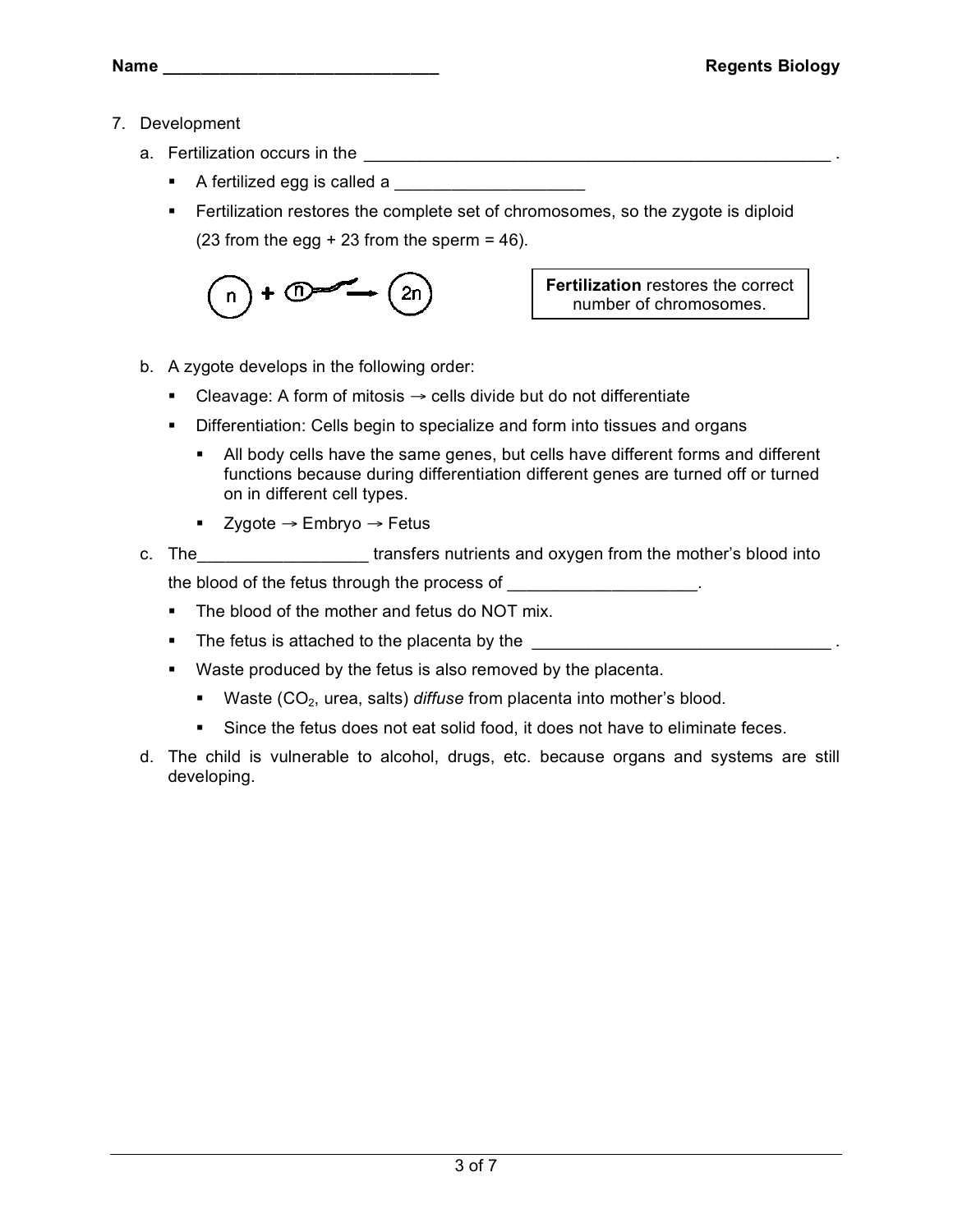7. Development

   a. Fertilization occurs in the ____________________________________________________ .

      - A fertilized egg is called a ____________________
      - Fertilization restores the complete set of chromosomes, so the zygote is diploid (23 from the egg + 23 from the sperm = 46).

   $n + n \rightarrow 2n$

   **Fertilization** restores the correct number of chromosomes.

   b. A zygote develops in the following order:

      - Cleavage: A form of mitosis → cells divide but do not differentiate
      - Differentiation: Cells begin to specialize and form into tissues and organs
        - All body cells have the same genes, but cells have different forms and different functions because during differentiation different genes are turned off or turned on in different cell types.
        - Zygote → Embryo → Fetus

   c. The__________________ transfers nutrients and oxygen from the mother's blood into the blood of the fetus through the process of ____________________.

      - The blood of the mother and fetus do NOT mix.
      - The fetus is attached to the placenta by the ________________________________ .
      - Waste produced by the fetus is also removed by the placenta.
        - Waste ($CO_2$, urea, salts) *diffuse* from placenta into mother's blood.
        - Since the fetus does not eat solid food, it does not have to eliminate feces.

   d. The child is vulnerable to alcohol, drugs, etc. because organs and systems are still developing.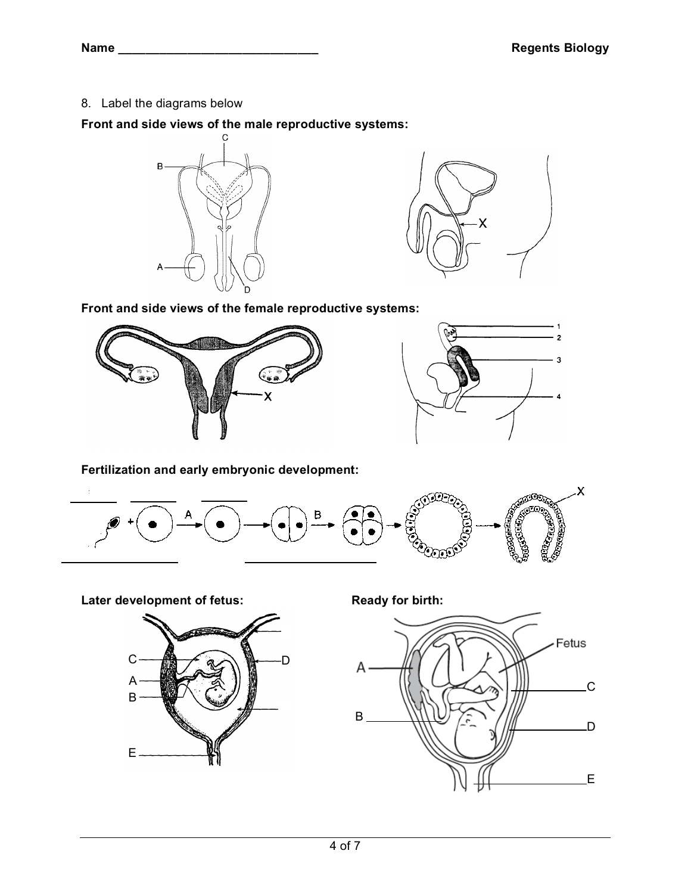8. Label the diagrams below

**Front and side views of the male reproductive systems:**

**Front and side views of the female reproductive systems:**

**Fertilization and early embryonic development:**

**Later development of fetus:**

**Ready for birth:**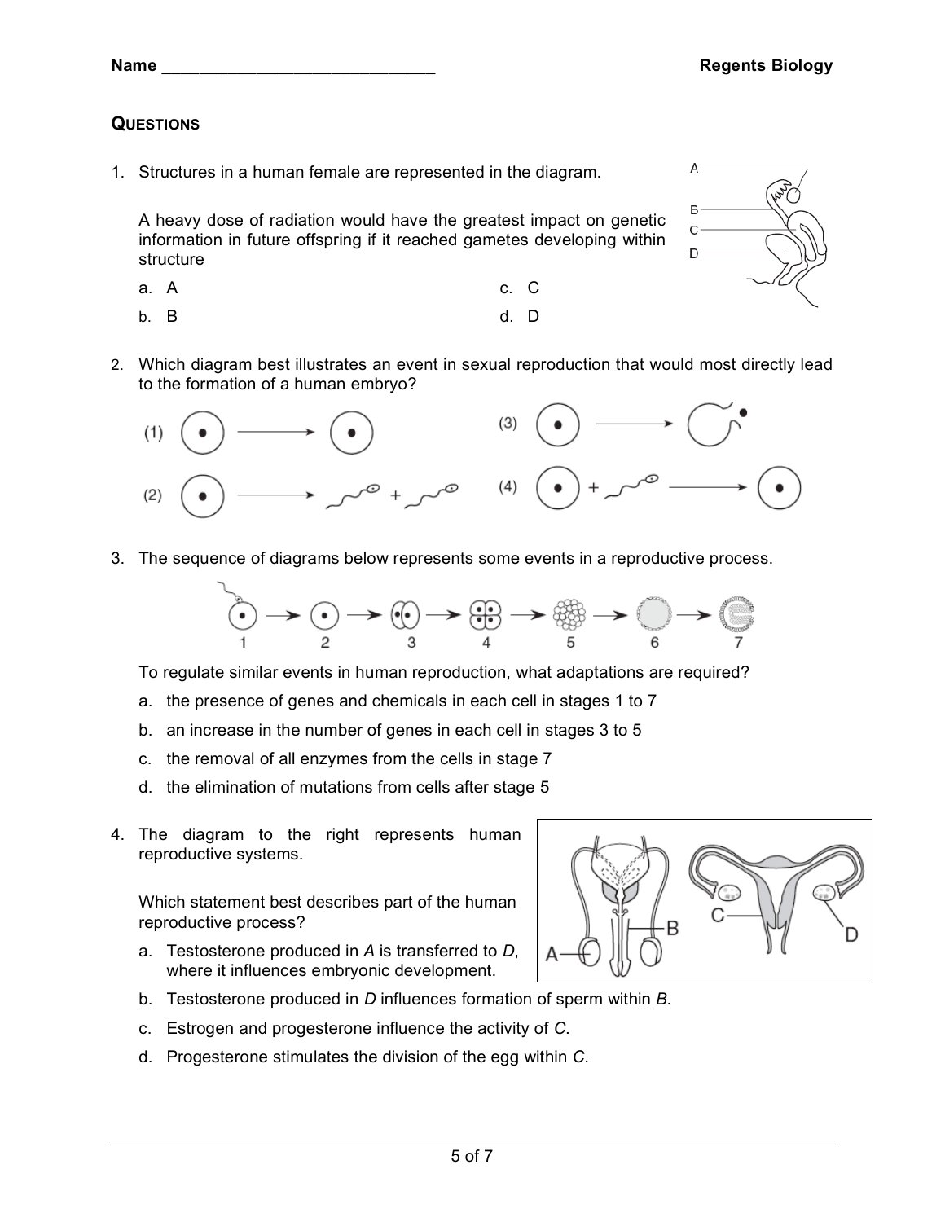Name ______________________________ Regents Biology

## QUESTIONS

1. Structures in a human female are represented in the diagram.

   A heavy dose of radiation would have the greatest impact on genetic information in future offspring if it reached gametes developing within structure

   a. A
   b. B
   c. C
   d. D

2. Which diagram best illustrates an event in sexual reproduction that would most directly lead to the formation of a human embryo?

   (1) (2) (3) (4)

3. The sequence of diagrams below represents some events in a reproductive process.

   1 2 3 4 5 6 7

   To regulate similar events in human reproduction, what adaptations are required?

   a. the presence of genes and chemicals in each cell in stages 1 to 7
   b. an increase in the number of genes in each cell in stages 3 to 5
   c. the removal of all enzymes from the cells in stage 7
   d. the elimination of mutations from cells after stage 5

4. The diagram to the right represents human reproductive systems.

   Which statement best describes part of the human reproductive process?

   a. Testosterone produced in *A* is transferred to *D*, where it influences embryonic development.
   b. Testosterone produced in *D* influences formation of sperm within *B*.
   c. Estrogen and progesterone influence the activity of *C*.
   d. Progesterone stimulates the division of the egg within *C*.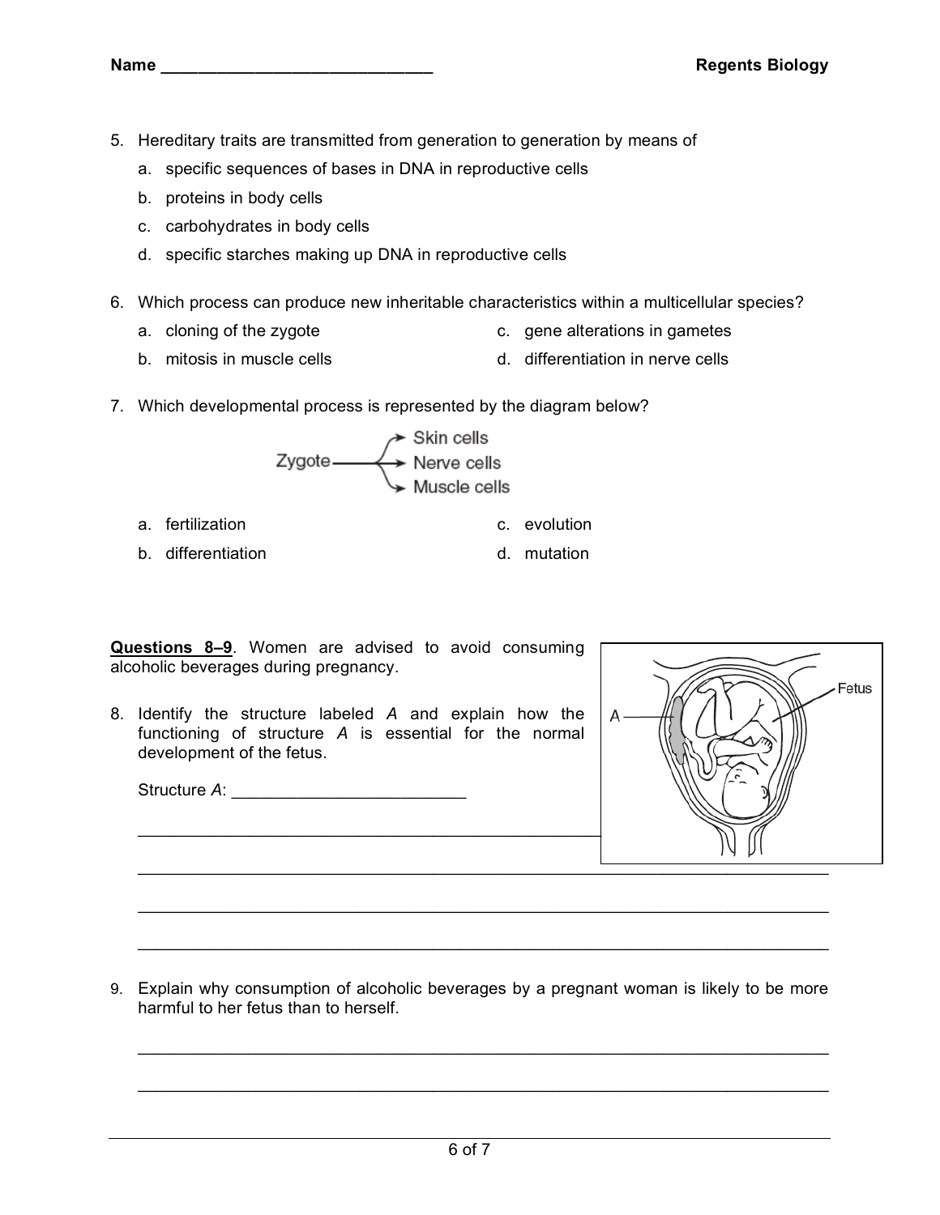Name ______________________________

5. Hereditary traits are transmitted from generation to generation by means of
   a. specific sequences of bases in DNA in reproductive cells
   b. proteins in body cells
   c. carbohydrates in body cells
   d. specific starches making up DNA in reproductive cells

6. Which process can produce new inheritable characteristics within a multicellular species?
   a. cloning of the zygote
   b. mitosis in muscle cells
   c. gene alterations in gametes
   d. differentiation in nerve cells

7. Which developmental process is represented by the diagram below?

   Zygote → Skin cells, Nerve cells, Muscle cells

   a. fertilization
   b. differentiation
   c. evolution
   d. mutation

**Questions 8–9**. Women are advised to avoid consuming alcoholic beverages during pregnancy.

8. Identify the structure labeled *A* and explain how the functioning of structure *A* is essential for the normal development of the fetus.

   Structure *A*: __________________________

   ______________________________________________________________________________

   ______________________________________________________________________________

   ______________________________________________________________________________

   ______________________________________________________________________________

9. Explain why consumption of alcoholic beverages by a pregnant woman is likely to be more harmful to her fetus than to herself.

   ______________________________________________________________________________

   ______________________________________________________________________________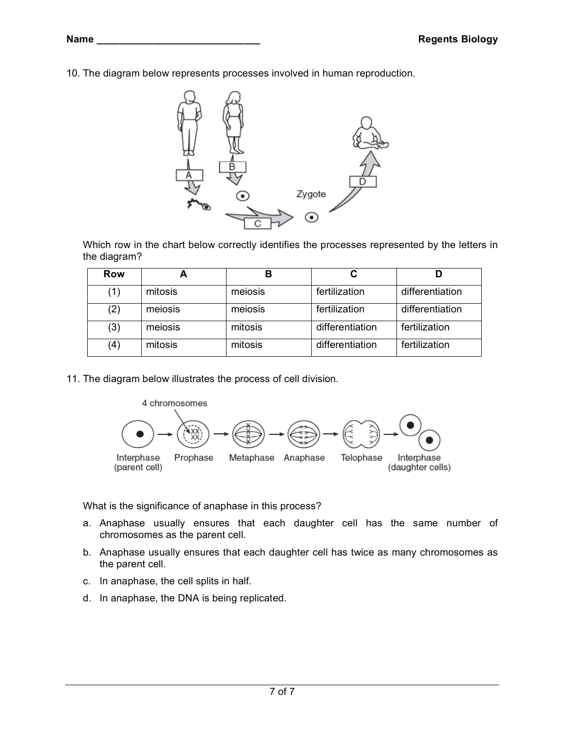10. The diagram below represents processes involved in human reproduction.

A

B

Zygote

C

D

Which row in the chart below correctly identifies the processes represented by the letters in the diagram?

| Row | A | B | C | D |
|---|---|---|---|---|
| (1) | mitosis | meiosis | fertilization | differentiation |
| (2) | meiosis | meiosis | fertilization | differentiation |
| (3) | meiosis | mitosis | differentiation | fertilization |
| (4) | mitosis | mitosis | differentiation | fertilization |

11. The diagram below illustrates the process of cell division.

4 chromosomes

Interphase (parent cell)

Prophase

Metaphase

Anaphase

Telophase

Interphase (daughter cells)

What is the significance of anaphase in this process?

a. Anaphase usually ensures that each daughter cell has the same number of chromosomes as the parent cell.
b. Anaphase usually ensures that each daughter cell has twice as many chromosomes as the parent cell.
c. In anaphase, the cell splits in half.
d. In anaphase, the DNA is being replicated.